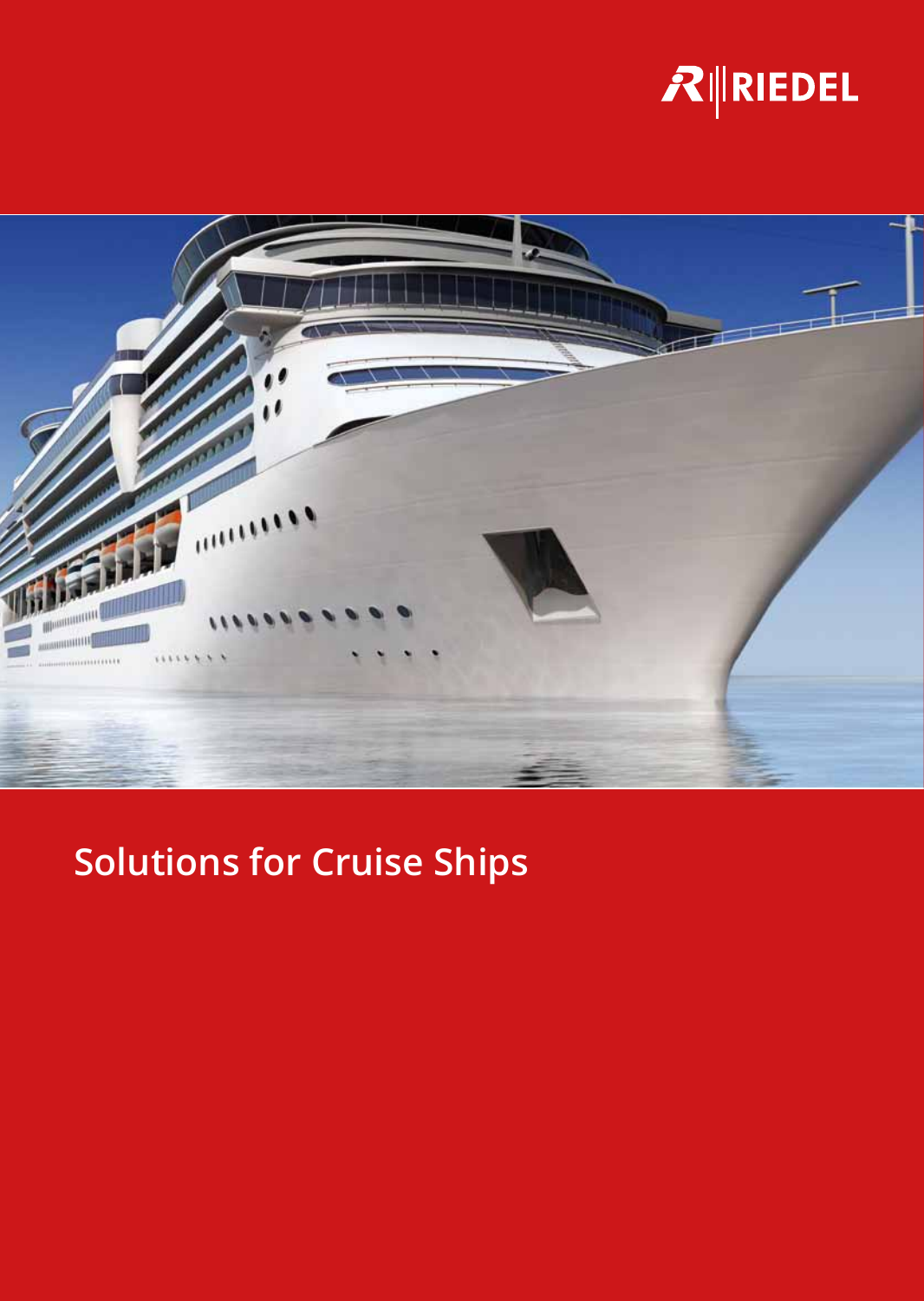RIEDEL

# Solutions for Cruise Ships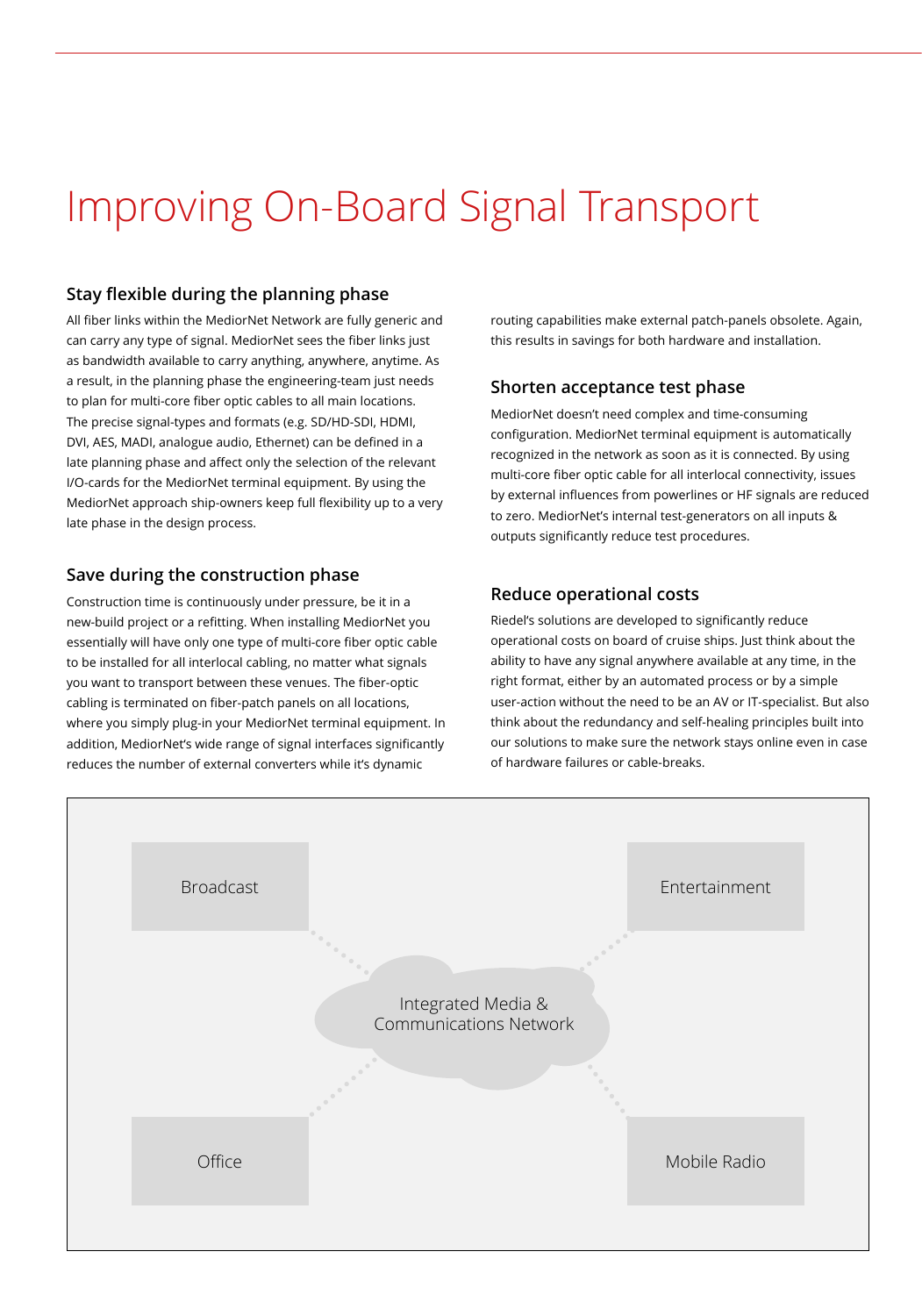# Improving On-Board Signal Transport

## Stay flexible during the planning phase

All fiber links within the MediorNet Network are fully generic and can carry any type of signal. MediorNet sees the fiber links just as bandwidth available to carry anything, anywhere, anytime. As a result, in the planning phase the engineering-team just needs to plan for multi-core fiber optic cables to all main locations. The precise signal-types and formats (e.g. SD/HD-SDI, HDMI, DVI, AES, MADI, analogue audio, Ethernet) can be defined in a late planning phase and affect only the selection of the relevant I/O-cards for the MediorNet terminal equipment. By using the MediorNet approach ship-owners keep full flexibility up to a very late phase in the design process.

## Save during the construction phase

Construction time is continuously under pressure, be it in a new-build project or a refitting. When installing MediorNet you essentially will have only one type of multi-core fiber optic cable to be installed for all interlocal cabling, no matter what signals you want to transport between these venues. The fiber-optic cabling is terminated on fiber-patch panels on all locations, where you simply plug-in your MediorNet terminal equipment. In addition, MediorNet's wide range of signal interfaces significantly reduces the number of external converters while it's dynamic routing capabilities make external patch-panels obsolete. Again, this results in savings for both hardware and installation.

## Shorten acceptance test phase

MediorNet doesn't need complex and time-consuming configuration. MediorNet terminal equipment is automatically recognized in the network as soon as it is connected. By using multi-core fiber optic cable for all interlocal connectivity, issues by external influences from powerlines or HF signals are reduced to zero. MediorNet's internal test-generators on all inputs & outputs significantly reduce test procedures.

## Reduce operational costs

Riedel's solutions are developed to significantly reduce operational costs on board of cruise ships. Just think about the ability to have any signal anywhere available at any time, in the right format, either by an automated process or by a simple user-action without the need to be an AV or IT-specialist. But also think about the redundancy and self-healing principles built into our solutions to make sure the network stays online even in case of hardware failures or cable-breaks.

Broadcast

Entertainment

Integrated Media & Communications Network

Office

Mobile Radio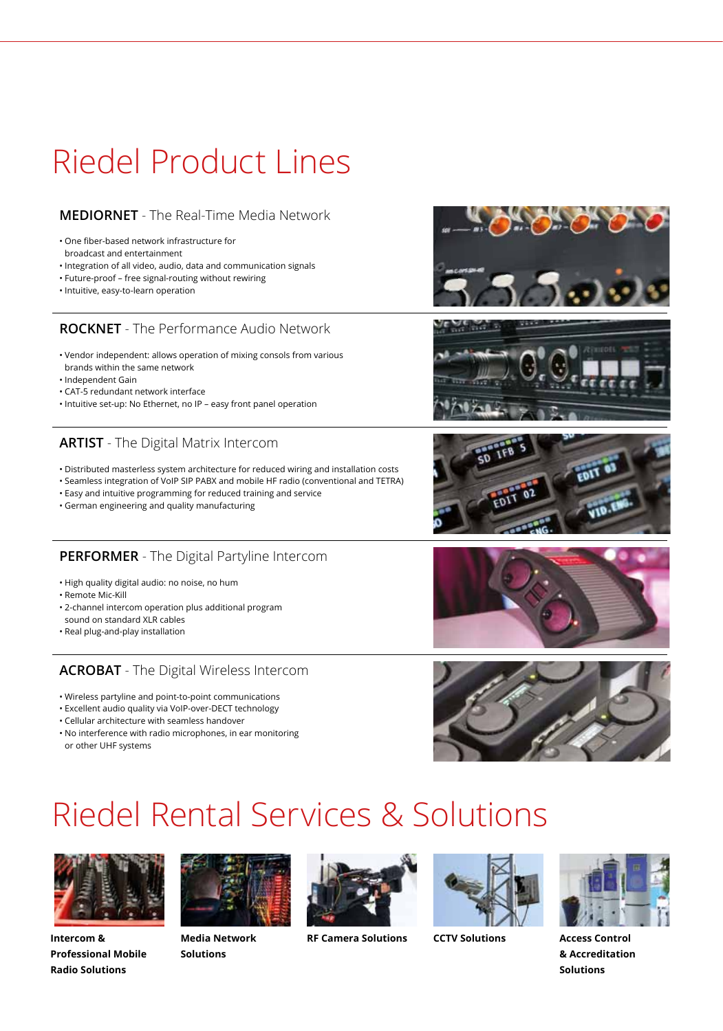# Riedel Product Lines

## MEDIORNET - The Real-Time Media Network

- One fiber-based network infrastructure for broadcast and entertainment
- Integration of all video, audio, data and communication signals
- Future-proof – free signal-routing without rewiring
- Intuitive, easy-to-learn operation

## ROCKNET - The Performance Audio Network

- Vendor independent: allows operation of mixing consoles from various brands within the same network
- Independent Gain
- CAT-5 redundant network interface
- Intuitive set-up: No Ethernet, no IP – easy front panel operation

## ARTIST - The Digital Matrix Intercom

- Distributed masterless system architecture for reduced wiring and installation costs
- Seamless integration of VoIP SIP PABX and mobile HF radio (conventional and TETRA)
- Easy and intuitive programming for reduced training and service
- German engineering and quality manufacturing

## PERFORMER - The Digital Partyline Intercom

- High quality digital audio: no noise, no hum
- Remote Mic-Kill
- 2-channel intercom operation plus additional program sound on standard XLR cables
- Real plug-and-play installation

## ACROBAT - The Digital Wireless Intercom

- Wireless partyline and point-to-point communications
- Excellent audio quality via VoIP-over-DECT technology
- Cellular architecture with seamless handover
- No interference with radio microphones, in ear monitoring or other UHF systems

# Riedel Rental Services & Solutions

**Intercom & Professional Mobile Radio Solutions**

**Media Network Solutions**

**RF Camera Solutions**

**CCTV Solutions**

**Access Control & Accreditation Solutions**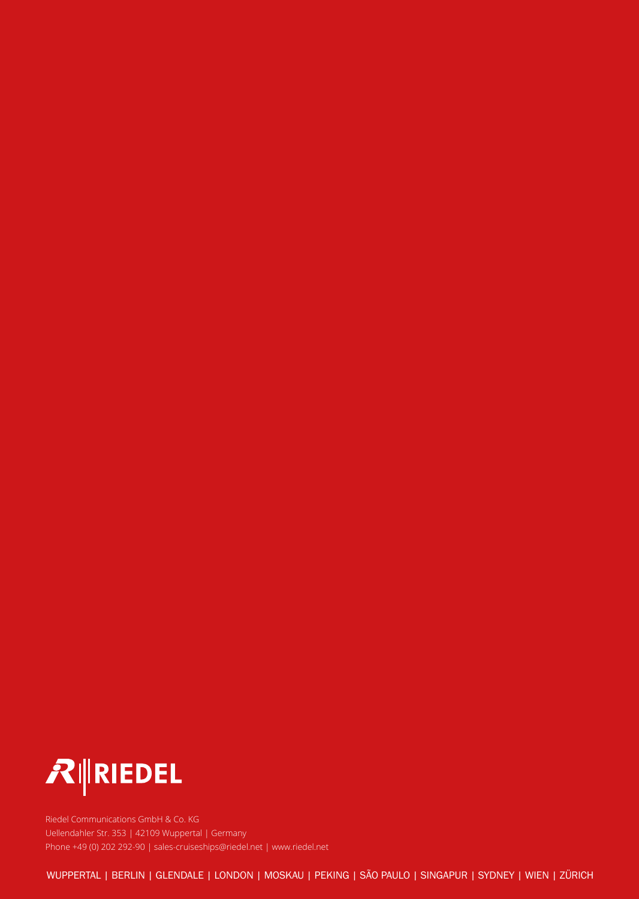RIEDEL

Riedel Communications GmbH & Co. KG
Uellendahler Str. 353 | 42109 Wuppertal | Germany
Phone +49 (0) 202 292-90 | sales-cruiseships@riedel.net | www.riedel.net

WUPPERTAL | BERLIN | GLENDALE | LONDON | MOSKAU | PEKING | SÃO PAULO | SINGAPUR | SYDNEY | WIEN | ZÜRICH